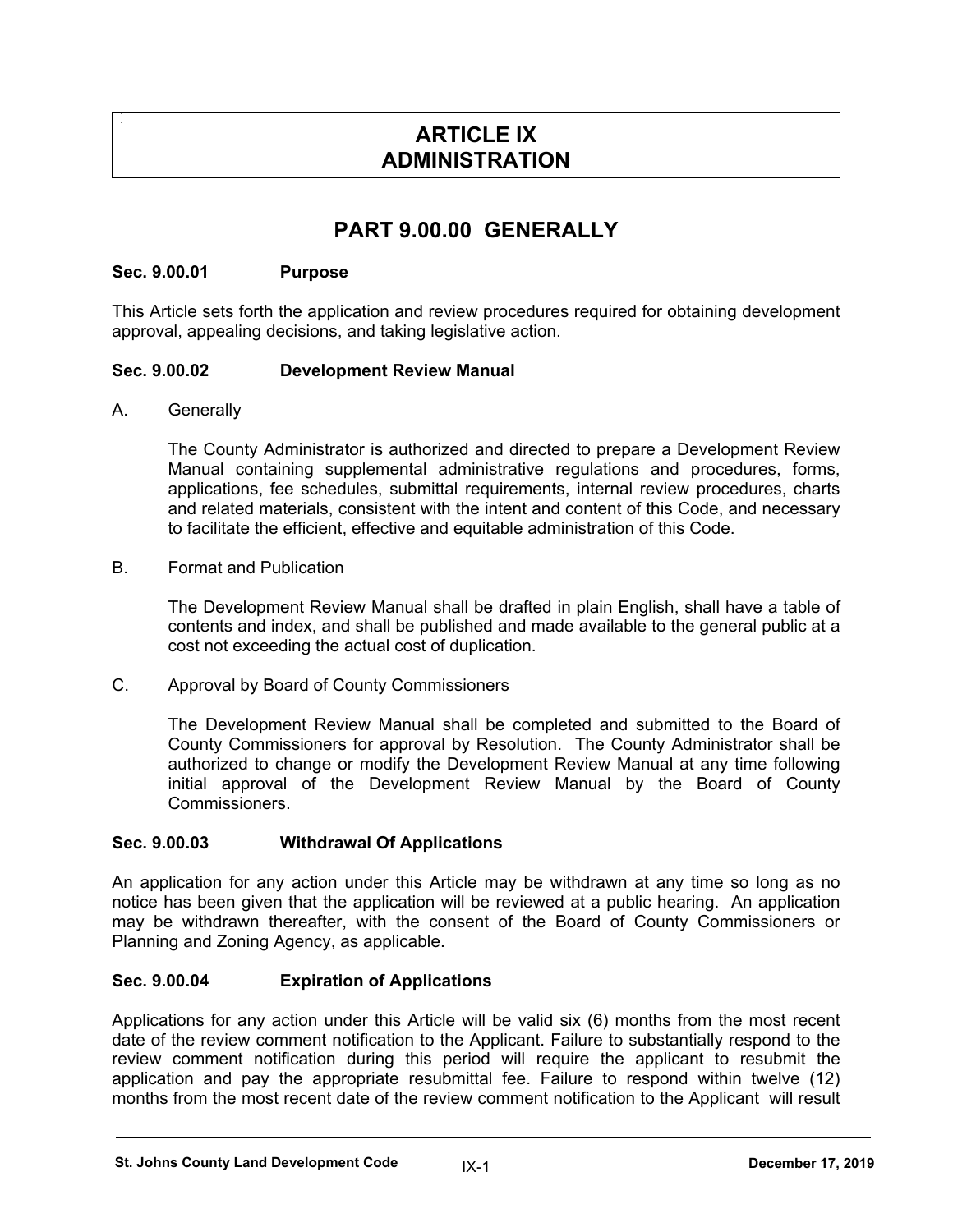# ARTICLE IX
# ADMINISTRATION

## PART 9.00.00 GENERALLY

### Sec. 9.00.01 Purpose

This Article sets forth the application and review procedures required for obtaining development approval, appealing decisions, and taking legislative action.

### Sec. 9.00.02 Development Review Manual

A. Generally

The County Administrator is authorized and directed to prepare a Development Review Manual containing supplemental administrative regulations and procedures, forms, applications, fee schedules, submittal requirements, internal review procedures, charts and related materials, consistent with the intent and content of this Code, and necessary to facilitate the efficient, effective and equitable administration of this Code.

B. Format and Publication

The Development Review Manual shall be drafted in plain English, shall have a table of contents and index, and shall be published and made available to the general public at a cost not exceeding the actual cost of duplication.

C. Approval by Board of County Commissioners

The Development Review Manual shall be completed and submitted to the Board of County Commissioners for approval by Resolution. The County Administrator shall be authorized to change or modify the Development Review Manual at any time following initial approval of the Development Review Manual by the Board of County Commissioners.

### Sec. 9.00.03 Withdrawal Of Applications

An application for any action under this Article may be withdrawn at any time so long as no notice has been given that the application will be reviewed at a public hearing. An application may be withdrawn thereafter, with the consent of the Board of County Commissioners or Planning and Zoning Agency, as applicable.

### Sec. 9.00.04 Expiration of Applications

Applications for any action under this Article will be valid six (6) months from the most recent date of the review comment notification to the Applicant. Failure to substantially respond to the review comment notification during this period will require the applicant to resubmit the application and pay the appropriate resubmittal fee. Failure to respond within twelve (12) months from the most recent date of the review comment notification to the Applicant will result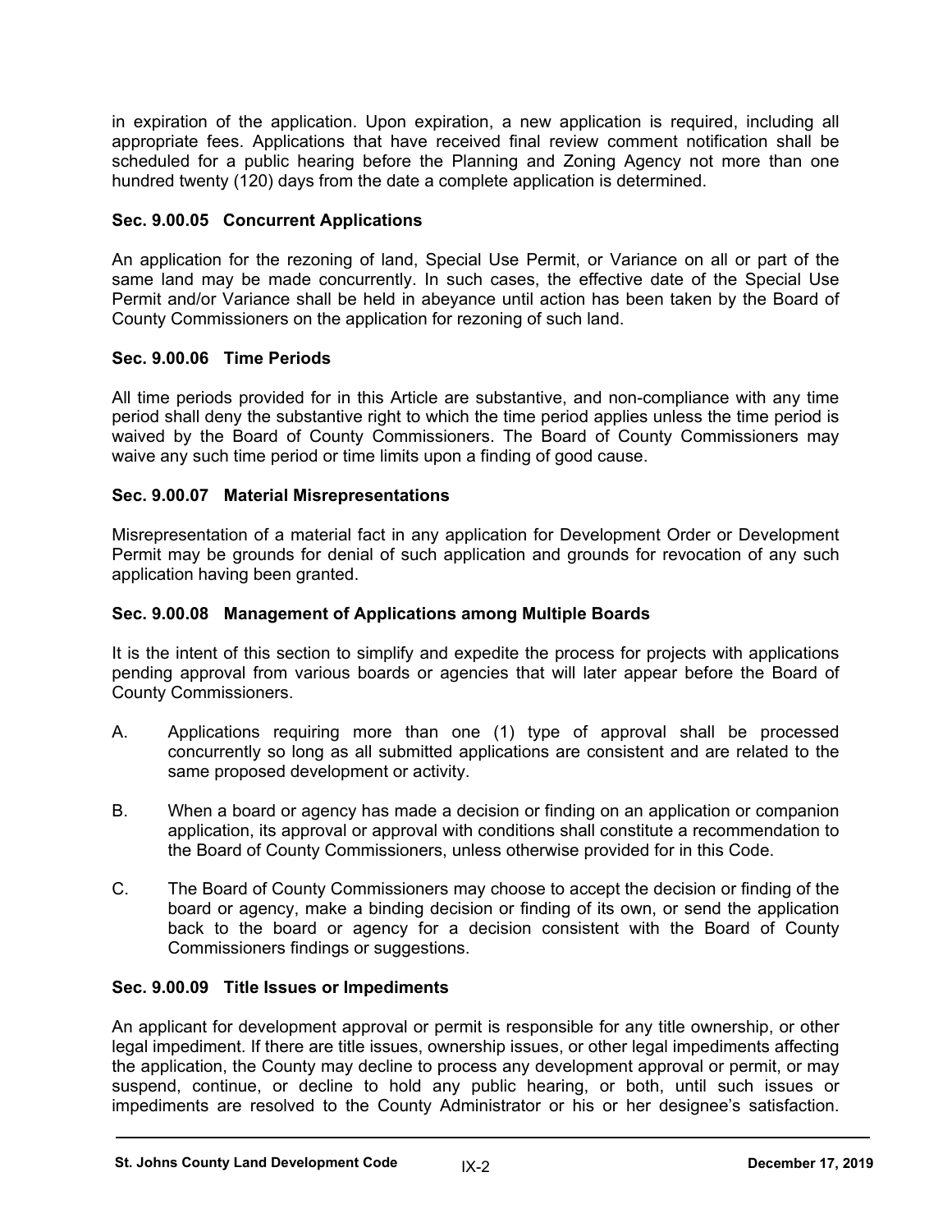in expiration of the application. Upon expiration, a new application is required, including all appropriate fees. Applications that have received final review comment notification shall be scheduled for a public hearing before the Planning and Zoning Agency not more than one hundred twenty (120) days from the date a complete application is determined.

### Sec. 9.00.05 Concurrent Applications

An application for the rezoning of land, Special Use Permit, or Variance on all or part of the same land may be made concurrently. In such cases, the effective date of the Special Use Permit and/or Variance shall be held in abeyance until action has been taken by the Board of County Commissioners on the application for rezoning of such land.

### Sec. 9.00.06 Time Periods

All time periods provided for in this Article are substantive, and non-compliance with any time period shall deny the substantive right to which the time period applies unless the time period is waived by the Board of County Commissioners. The Board of County Commissioners may waive any such time period or time limits upon a finding of good cause.

### Sec. 9.00.07 Material Misrepresentations

Misrepresentation of a material fact in any application for Development Order or Development Permit may be grounds for denial of such application and grounds for revocation of any such application having been granted.

### Sec. 9.00.08 Management of Applications among Multiple Boards

It is the intent of this section to simplify and expedite the process for projects with applications pending approval from various boards or agencies that will later appear before the Board of County Commissioners.

A. Applications requiring more than one (1) type of approval shall be processed concurrently so long as all submitted applications are consistent and are related to the same proposed development or activity.

B. When a board or agency has made a decision or finding on an application or companion application, its approval or approval with conditions shall constitute a recommendation to the Board of County Commissioners, unless otherwise provided for in this Code.

C. The Board of County Commissioners may choose to accept the decision or finding of the board or agency, make a binding decision or finding of its own, or send the application back to the board or agency for a decision consistent with the Board of County Commissioners findings or suggestions.

### Sec. 9.00.09 Title Issues or Impediments

An applicant for development approval or permit is responsible for any title ownership, or other legal impediment. If there are title issues, ownership issues, or other legal impediments affecting the application, the County may decline to process any development approval or permit, or may suspend, continue, or decline to hold any public hearing, or both, until such issues or impediments are resolved to the County Administrator or his or her designee's satisfaction.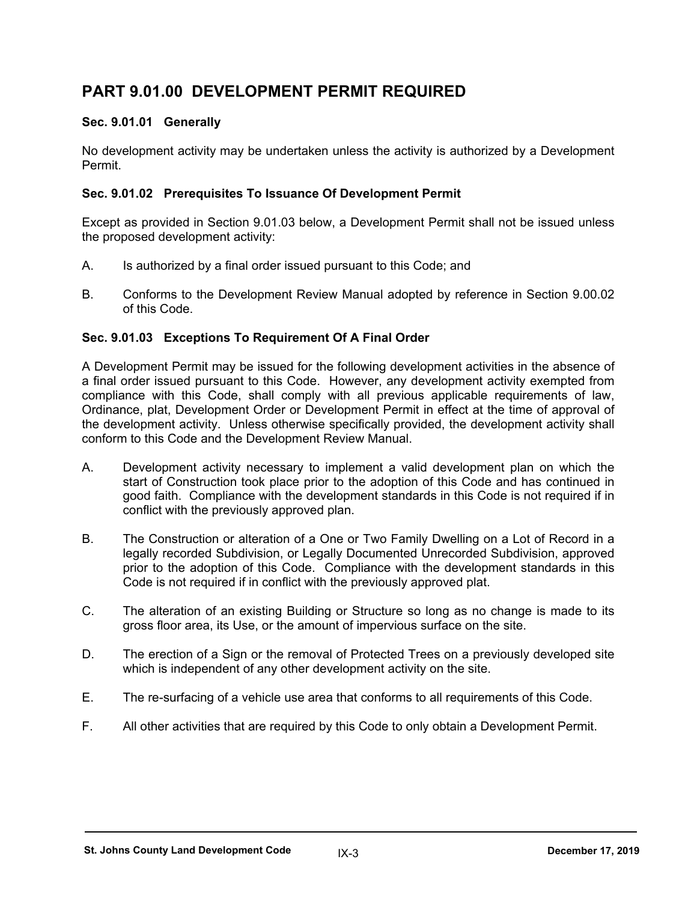## PART 9.01.00 DEVELOPMENT PERMIT REQUIRED

### Sec. 9.01.01 Generally

No development activity may be undertaken unless the activity is authorized by a Development Permit.

### Sec. 9.01.02 Prerequisites To Issuance Of Development Permit

Except as provided in Section 9.01.03 below, a Development Permit shall not be issued unless the proposed development activity:

A. Is authorized by a final order issued pursuant to this Code; and

B. Conforms to the Development Review Manual adopted by reference in Section 9.00.02 of this Code.

### Sec. 9.01.03 Exceptions To Requirement Of A Final Order

A Development Permit may be issued for the following development activities in the absence of a final order issued pursuant to this Code. However, any development activity exempted from compliance with this Code, shall comply with all previous applicable requirements of law, Ordinance, plat, Development Order or Development Permit in effect at the time of approval of the development activity. Unless otherwise specifically provided, the development activity shall conform to this Code and the Development Review Manual.

A. Development activity necessary to implement a valid development plan on which the start of Construction took place prior to the adoption of this Code and has continued in good faith. Compliance with the development standards in this Code is not required if in conflict with the previously approved plan.

B. The Construction or alteration of a One or Two Family Dwelling on a Lot of Record in a legally recorded Subdivision, or Legally Documented Unrecorded Subdivision, approved prior to the adoption of this Code. Compliance with the development standards in this Code is not required if in conflict with the previously approved plat.

C. The alteration of an existing Building or Structure so long as no change is made to its gross floor area, its Use, or the amount of impervious surface on the site.

D. The erection of a Sign or the removal of Protected Trees on a previously developed site which is independent of any other development activity on the site.

E. The re-surfacing of a vehicle use area that conforms to all requirements of this Code.

F. All other activities that are required by this Code to only obtain a Development Permit.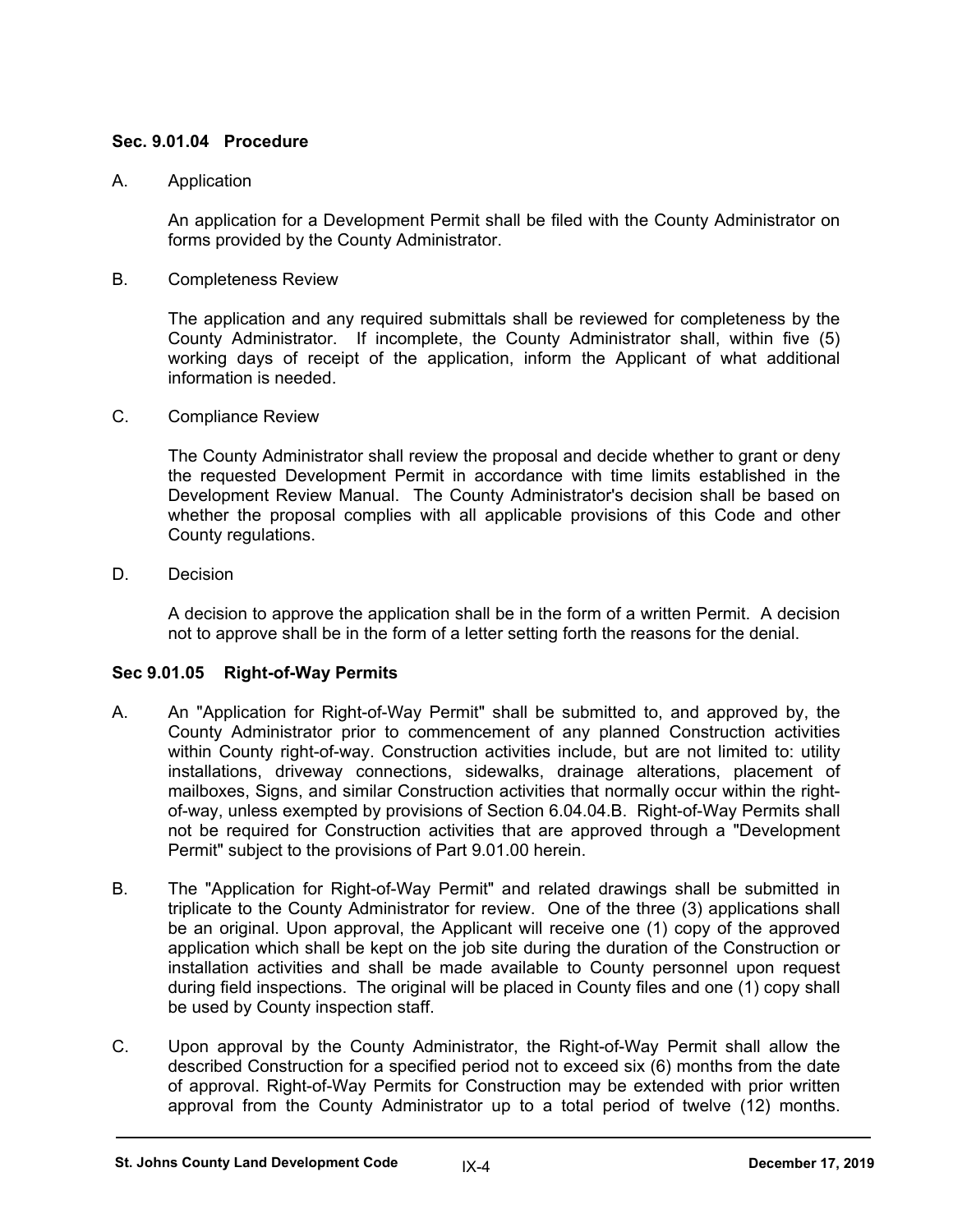### Sec. 9.01.04 Procedure

A. Application

An application for a Development Permit shall be filed with the County Administrator on forms provided by the County Administrator.

B. Completeness Review

The application and any required submittals shall be reviewed for completeness by the County Administrator. If incomplete, the County Administrator shall, within five (5) working days of receipt of the application, inform the Applicant of what additional information is needed.

C. Compliance Review

The County Administrator shall review the proposal and decide whether to grant or deny the requested Development Permit in accordance with time limits established in the Development Review Manual. The County Administrator's decision shall be based on whether the proposal complies with all applicable provisions of this Code and other County regulations.

D. Decision

A decision to approve the application shall be in the form of a written Permit. A decision not to approve shall be in the form of a letter setting forth the reasons for the denial.

### Sec 9.01.05 Right-of-Way Permits

A. An "Application for Right-of-Way Permit" shall be submitted to, and approved by, the County Administrator prior to commencement of any planned Construction activities within County right-of-way. Construction activities include, but are not limited to: utility installations, driveway connections, sidewalks, drainage alterations, placement of mailboxes, Signs, and similar Construction activities that normally occur within the right-of-way, unless exempted by provisions of Section 6.04.04.B. Right-of-Way Permits shall not be required for Construction activities that are approved through a "Development Permit" subject to the provisions of Part 9.01.00 herein.

B. The "Application for Right-of-Way Permit" and related drawings shall be submitted in triplicate to the County Administrator for review. One of the three (3) applications shall be an original. Upon approval, the Applicant will receive one (1) copy of the approved application which shall be kept on the job site during the duration of the Construction or installation activities and shall be made available to County personnel upon request during field inspections. The original will be placed in County files and one (1) copy shall be used by County inspection staff.

C. Upon approval by the County Administrator, the Right-of-Way Permit shall allow the described Construction for a specified period not to exceed six (6) months from the date of approval. Right-of-Way Permits for Construction may be extended with prior written approval from the County Administrator up to a total period of twelve (12) months.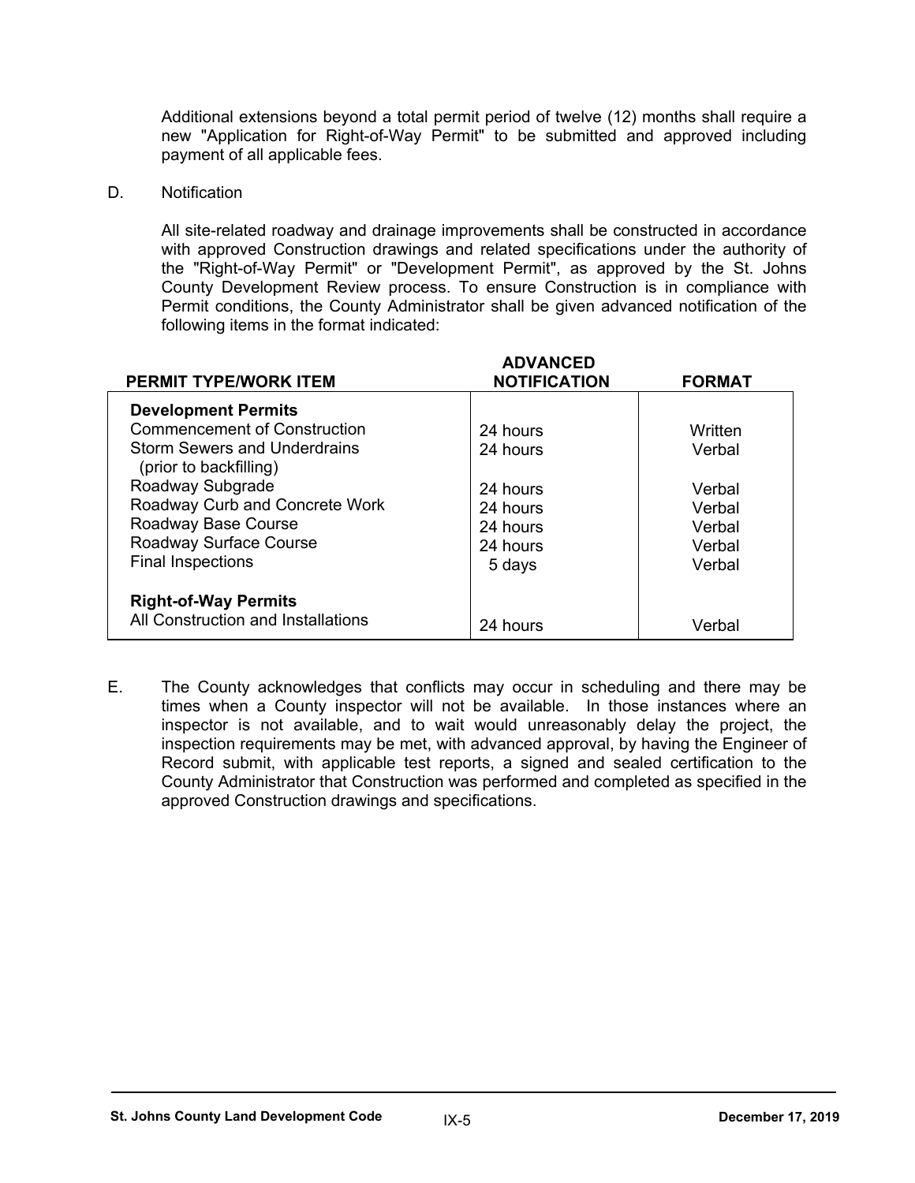Additional extensions beyond a total permit period of twelve (12) months shall require a new "Application for Right-of-Way Permit" to be submitted and approved including payment of all applicable fees.

D. Notification

All site-related roadway and drainage improvements shall be constructed in accordance with approved Construction drawings and related specifications under the authority of the "Right-of-Way Permit" or "Development Permit", as approved by the St. Johns County Development Review process. To ensure Construction is in compliance with Permit conditions, the County Administrator shall be given advanced notification of the following items in the format indicated:

| PERMIT TYPE/WORK ITEM | ADVANCED NOTIFICATION | FORMAT |
|---|---|---|
| **Development Permits** | | |
| Commencement of Construction | 24 hours | Written |
| Storm Sewers and Underdrains (prior to backfilling) | 24 hours | Verbal |
| Roadway Subgrade | 24 hours | Verbal |
| Roadway Curb and Concrete Work | 24 hours | Verbal |
| Roadway Base Course | 24 hours | Verbal |
| Roadway Surface Course | 24 hours | Verbal |
| Final Inspections | 5 days | Verbal |
| **Right-of-Way Permits** | | |
| All Construction and Installations | 24 hours | Verbal |

E. The County acknowledges that conflicts may occur in scheduling and there may be times when a County inspector will not be available. In those instances where an inspector is not available, and to wait would unreasonably delay the project, the inspection requirements may be met, with advanced approval, by having the Engineer of Record submit, with applicable test reports, a signed and sealed certification to the County Administrator that Construction was performed and completed as specified in the approved Construction drawings and specifications.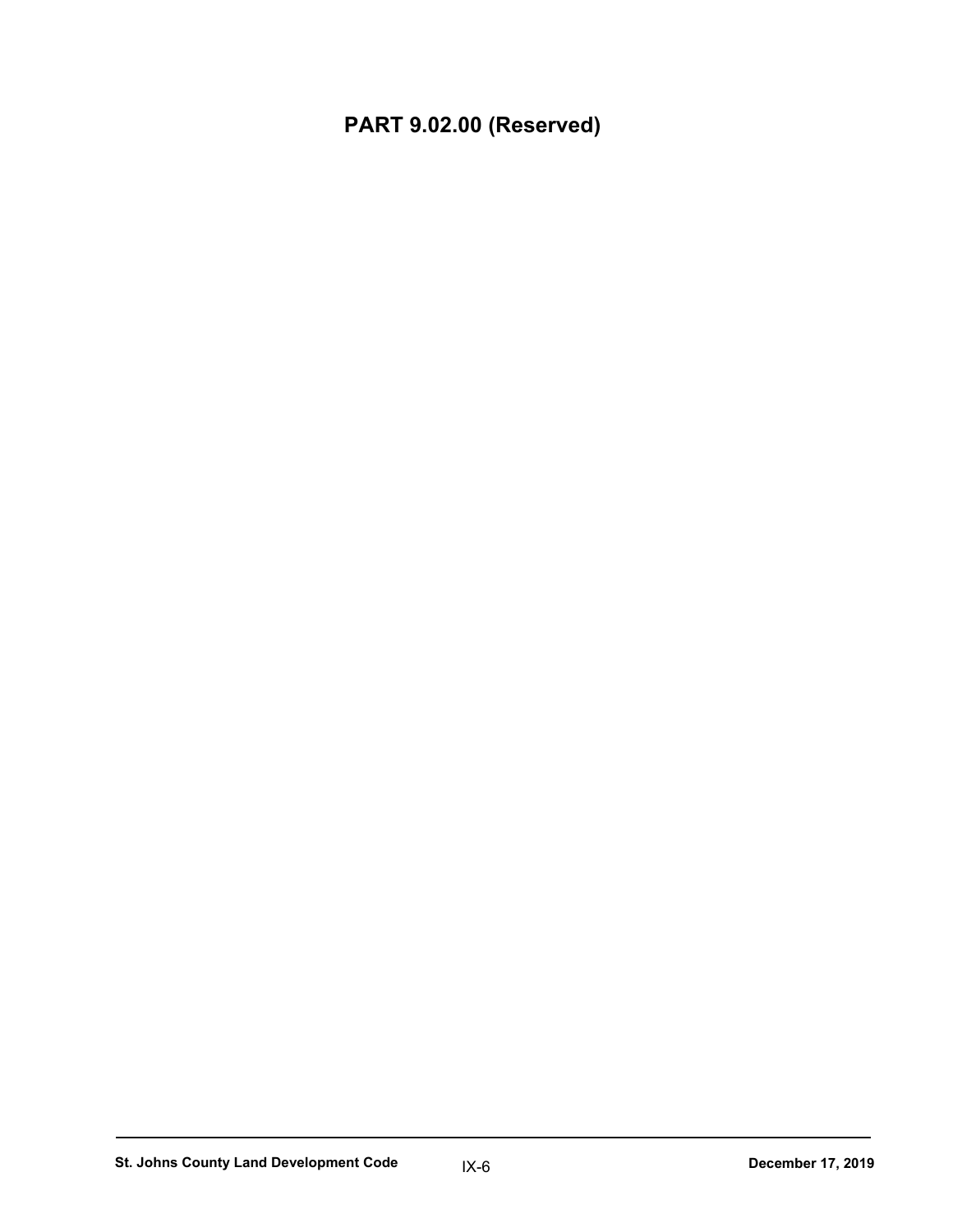# PART 9.02.00 (Reserved)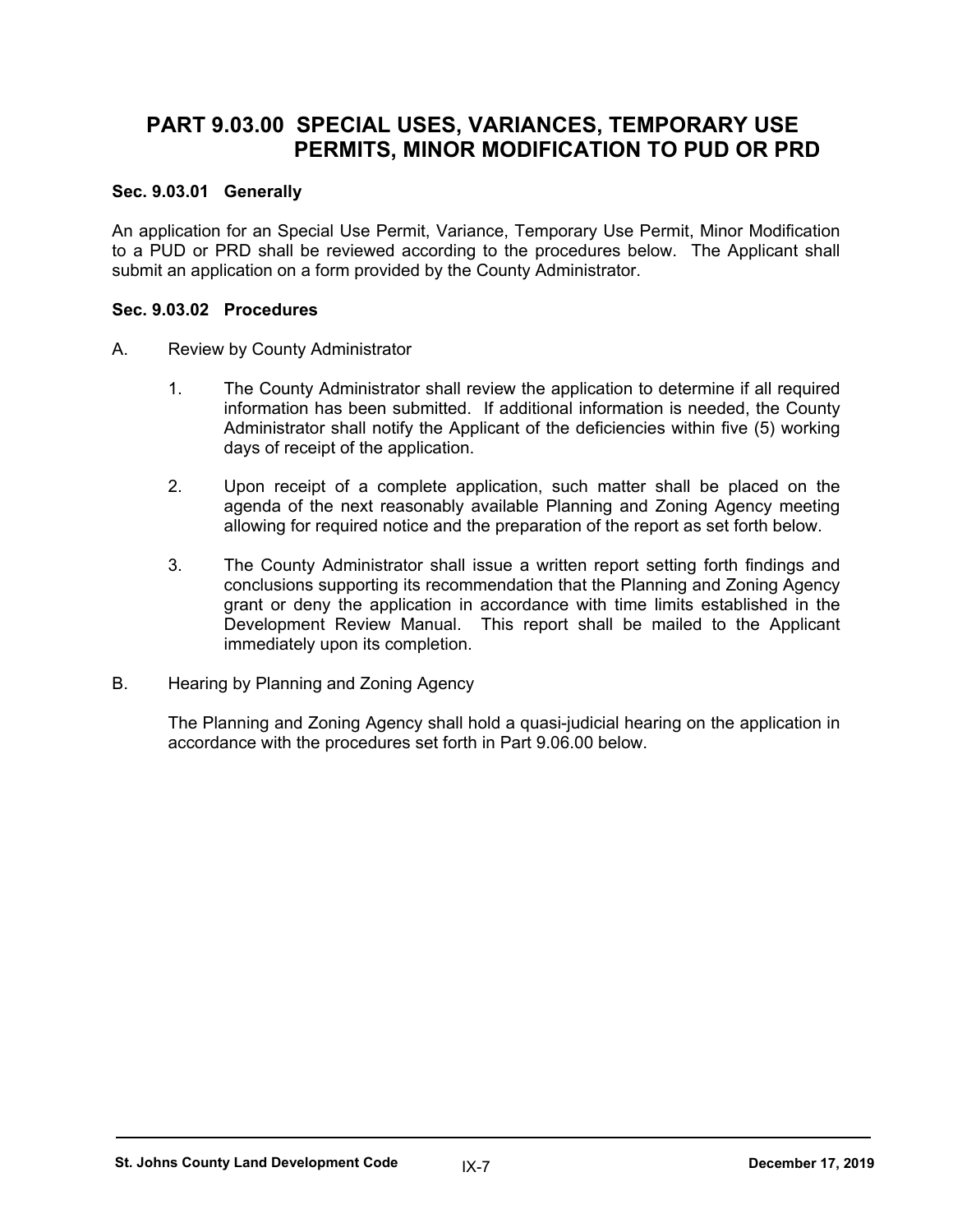# PART 9.03.00 SPECIAL USES, VARIANCES, TEMPORARY USE PERMITS, MINOR MODIFICATION TO PUD OR PRD

### Sec. 9.03.01 Generally

An application for an Special Use Permit, Variance, Temporary Use Permit, Minor Modification to a PUD or PRD shall be reviewed according to the procedures below. The Applicant shall submit an application on a form provided by the County Administrator.

### Sec. 9.03.02 Procedures

A. Review by County Administrator

1. The County Administrator shall review the application to determine if all required information has been submitted. If additional information is needed, the County Administrator shall notify the Applicant of the deficiencies within five (5) working days of receipt of the application.

2. Upon receipt of a complete application, such matter shall be placed on the agenda of the next reasonably available Planning and Zoning Agency meeting allowing for required notice and the preparation of the report as set forth below.

3. The County Administrator shall issue a written report setting forth findings and conclusions supporting its recommendation that the Planning and Zoning Agency grant or deny the application in accordance with time limits established in the Development Review Manual. This report shall be mailed to the Applicant immediately upon its completion.

B. Hearing by Planning and Zoning Agency

The Planning and Zoning Agency shall hold a quasi-judicial hearing on the application in accordance with the procedures set forth in Part 9.06.00 below.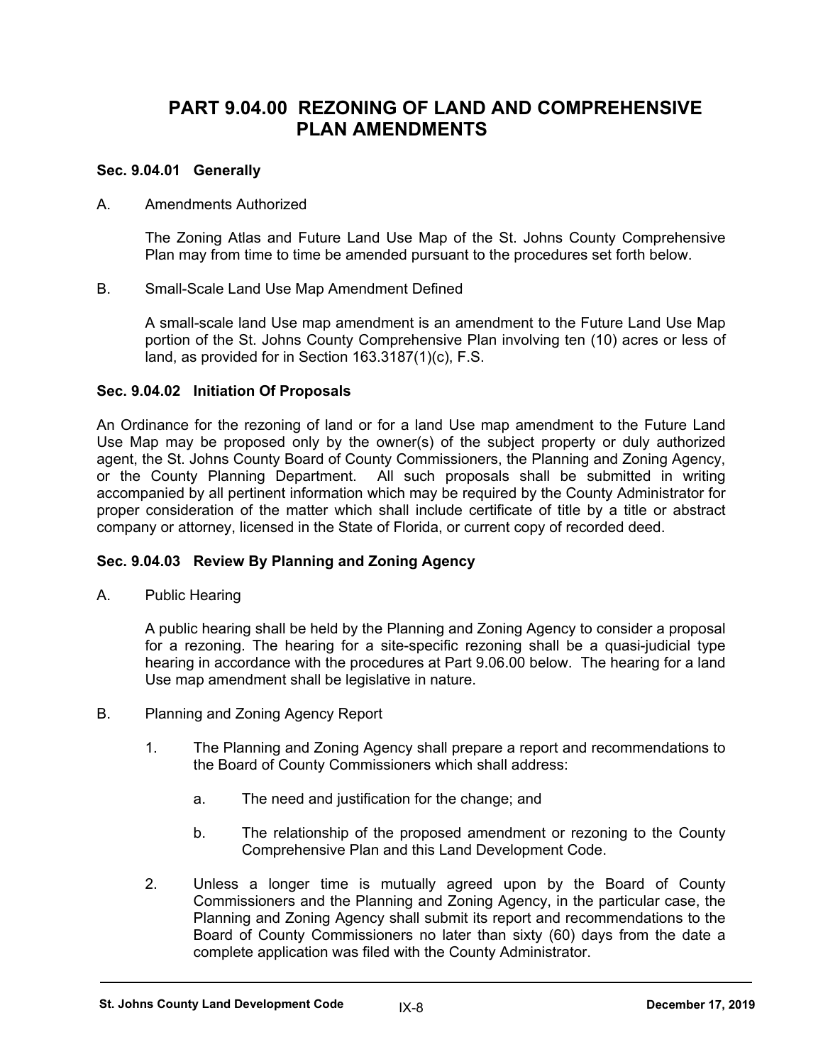# PART 9.04.00 REZONING OF LAND AND COMPREHENSIVE PLAN AMENDMENTS

### Sec. 9.04.01 Generally

A. Amendments Authorized

The Zoning Atlas and Future Land Use Map of the St. Johns County Comprehensive Plan may from time to time be amended pursuant to the procedures set forth below.

B. Small-Scale Land Use Map Amendment Defined

A small-scale land Use map amendment is an amendment to the Future Land Use Map portion of the St. Johns County Comprehensive Plan involving ten (10) acres or less of land, as provided for in Section 163.3187(1)(c), F.S.

### Sec. 9.04.02 Initiation Of Proposals

An Ordinance for the rezoning of land or for a land Use map amendment to the Future Land Use Map may be proposed only by the owner(s) of the subject property or duly authorized agent, the St. Johns County Board of County Commissioners, the Planning and Zoning Agency, or the County Planning Department. All such proposals shall be submitted in writing accompanied by all pertinent information which may be required by the County Administrator for proper consideration of the matter which shall include certificate of title by a title or abstract company or attorney, licensed in the State of Florida, or current copy of recorded deed.

### Sec. 9.04.03 Review By Planning and Zoning Agency

A. Public Hearing

A public hearing shall be held by the Planning and Zoning Agency to consider a proposal for a rezoning. The hearing for a site-specific rezoning shall be a quasi-judicial type hearing in accordance with the procedures at Part 9.06.00 below. The hearing for a land Use map amendment shall be legislative in nature.

B. Planning and Zoning Agency Report

1. The Planning and Zoning Agency shall prepare a report and recommendations to the Board of County Commissioners which shall address:

    a. The need and justification for the change; and

    b. The relationship of the proposed amendment or rezoning to the County Comprehensive Plan and this Land Development Code.

2. Unless a longer time is mutually agreed upon by the Board of County Commissioners and the Planning and Zoning Agency, in the particular case, the Planning and Zoning Agency shall submit its report and recommendations to the Board of County Commissioners no later than sixty (60) days from the date a complete application was filed with the County Administrator.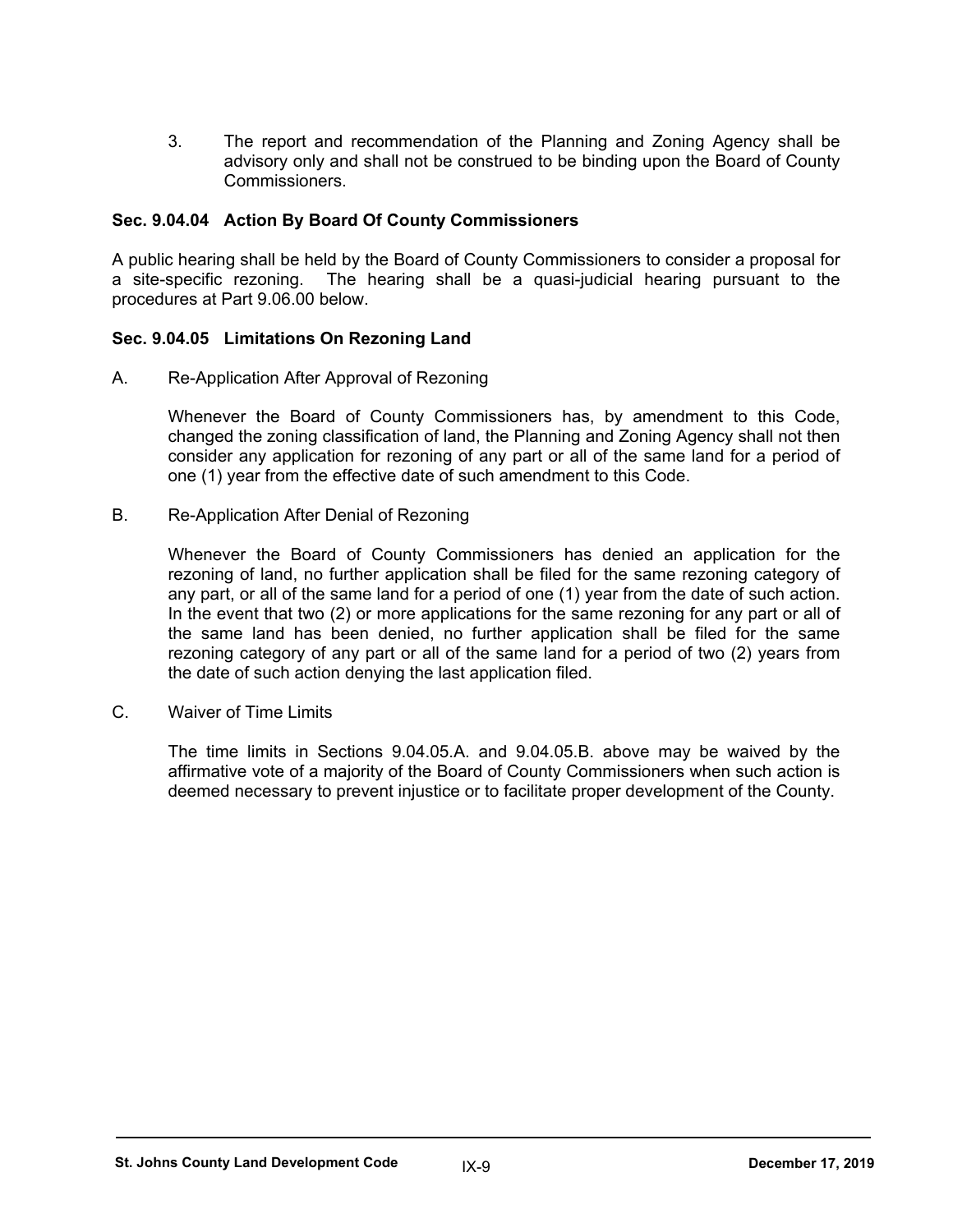3. The report and recommendation of the Planning and Zoning Agency shall be advisory only and shall not be construed to be binding upon the Board of County Commissioners.

### Sec. 9.04.04 Action By Board Of County Commissioners

A public hearing shall be held by the Board of County Commissioners to consider a proposal for a site-specific rezoning. The hearing shall be a quasi-judicial hearing pursuant to the procedures at Part 9.06.00 below.

### Sec. 9.04.05 Limitations On Rezoning Land

A. Re-Application After Approval of Rezoning

   Whenever the Board of County Commissioners has, by amendment to this Code, changed the zoning classification of land, the Planning and Zoning Agency shall not then consider any application for rezoning of any part or all of the same land for a period of one (1) year from the effective date of such amendment to this Code.

B. Re-Application After Denial of Rezoning

   Whenever the Board of County Commissioners has denied an application for the rezoning of land, no further application shall be filed for the same rezoning category of any part, or all of the same land for a period of one (1) year from the date of such action. In the event that two (2) or more applications for the same rezoning for any part or all of the same land has been denied, no further application shall be filed for the same rezoning category of any part or all of the same land for a period of two (2) years from the date of such action denying the last application filed.

C. Waiver of Time Limits

   The time limits in Sections 9.04.05.A. and 9.04.05.B. above may be waived by the affirmative vote of a majority of the Board of County Commissioners when such action is deemed necessary to prevent injustice or to facilitate proper development of the County.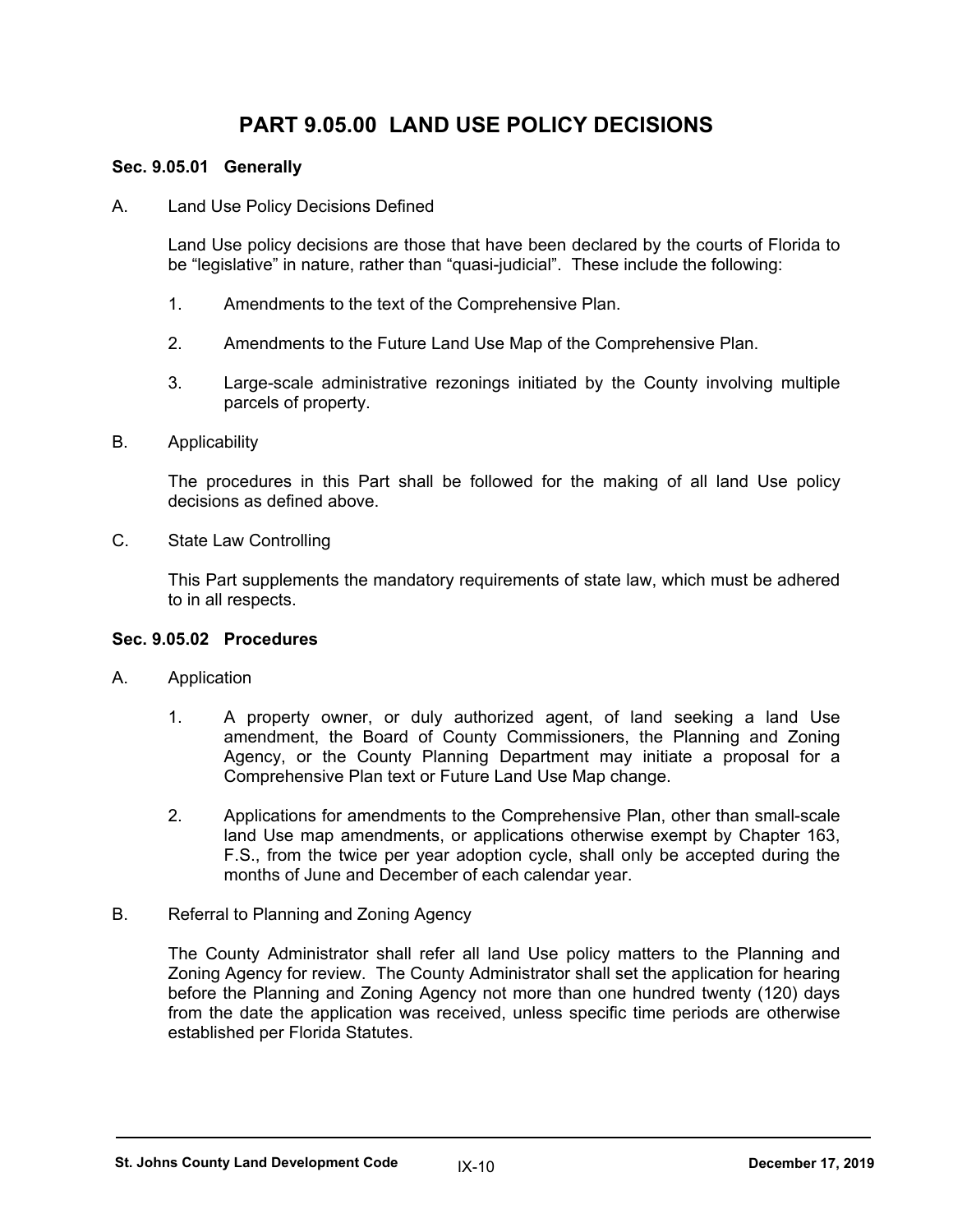# PART 9.05.00 LAND USE POLICY DECISIONS

### Sec. 9.05.01 Generally

A. Land Use Policy Decisions Defined

Land Use policy decisions are those that have been declared by the courts of Florida to be "legislative" in nature, rather than "quasi-judicial". These include the following:

1. Amendments to the text of the Comprehensive Plan.
2. Amendments to the Future Land Use Map of the Comprehensive Plan.
3. Large-scale administrative rezonings initiated by the County involving multiple parcels of property.

B. Applicability

The procedures in this Part shall be followed for the making of all land Use policy decisions as defined above.

C. State Law Controlling

This Part supplements the mandatory requirements of state law, which must be adhered to in all respects.

### Sec. 9.05.02 Procedures

A. Application

1. A property owner, or duly authorized agent, of land seeking a land Use amendment, the Board of County Commissioners, the Planning and Zoning Agency, or the County Planning Department may initiate a proposal for a Comprehensive Plan text or Future Land Use Map change.
2. Applications for amendments to the Comprehensive Plan, other than small-scale land Use map amendments, or applications otherwise exempt by Chapter 163, F.S., from the twice per year adoption cycle, shall only be accepted during the months of June and December of each calendar year.

B. Referral to Planning and Zoning Agency

The County Administrator shall refer all land Use policy matters to the Planning and Zoning Agency for review. The County Administrator shall set the application for hearing before the Planning and Zoning Agency not more than one hundred twenty (120) days from the date the application was received, unless specific time periods are otherwise established per Florida Statutes.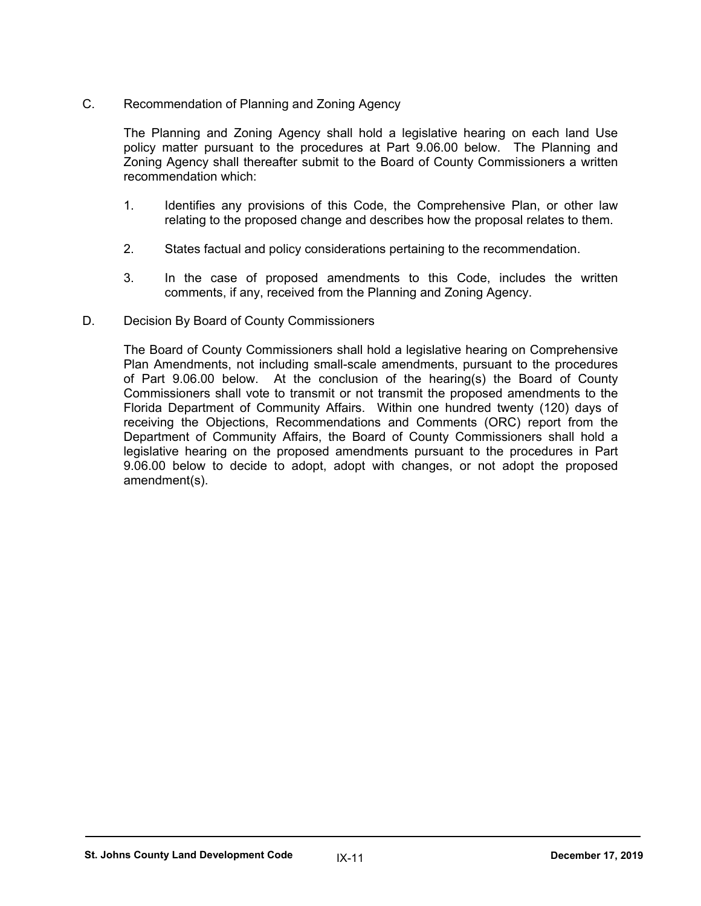C. Recommendation of Planning and Zoning Agency

The Planning and Zoning Agency shall hold a legislative hearing on each land Use policy matter pursuant to the procedures at Part 9.06.00 below. The Planning and Zoning Agency shall thereafter submit to the Board of County Commissioners a written recommendation which:

1. Identifies any provisions of this Code, the Comprehensive Plan, or other law relating to the proposed change and describes how the proposal relates to them.

2. States factual and policy considerations pertaining to the recommendation.

3. In the case of proposed amendments to this Code, includes the written comments, if any, received from the Planning and Zoning Agency.

D. Decision By Board of County Commissioners

The Board of County Commissioners shall hold a legislative hearing on Comprehensive Plan Amendments, not including small-scale amendments, pursuant to the procedures of Part 9.06.00 below. At the conclusion of the hearing(s) the Board of County Commissioners shall vote to transmit or not transmit the proposed amendments to the Florida Department of Community Affairs. Within one hundred twenty (120) days of receiving the Objections, Recommendations and Comments (ORC) report from the Department of Community Affairs, the Board of County Commissioners shall hold a legislative hearing on the proposed amendments pursuant to the procedures in Part 9.06.00 below to decide to adopt, adopt with changes, or not adopt the proposed amendment(s).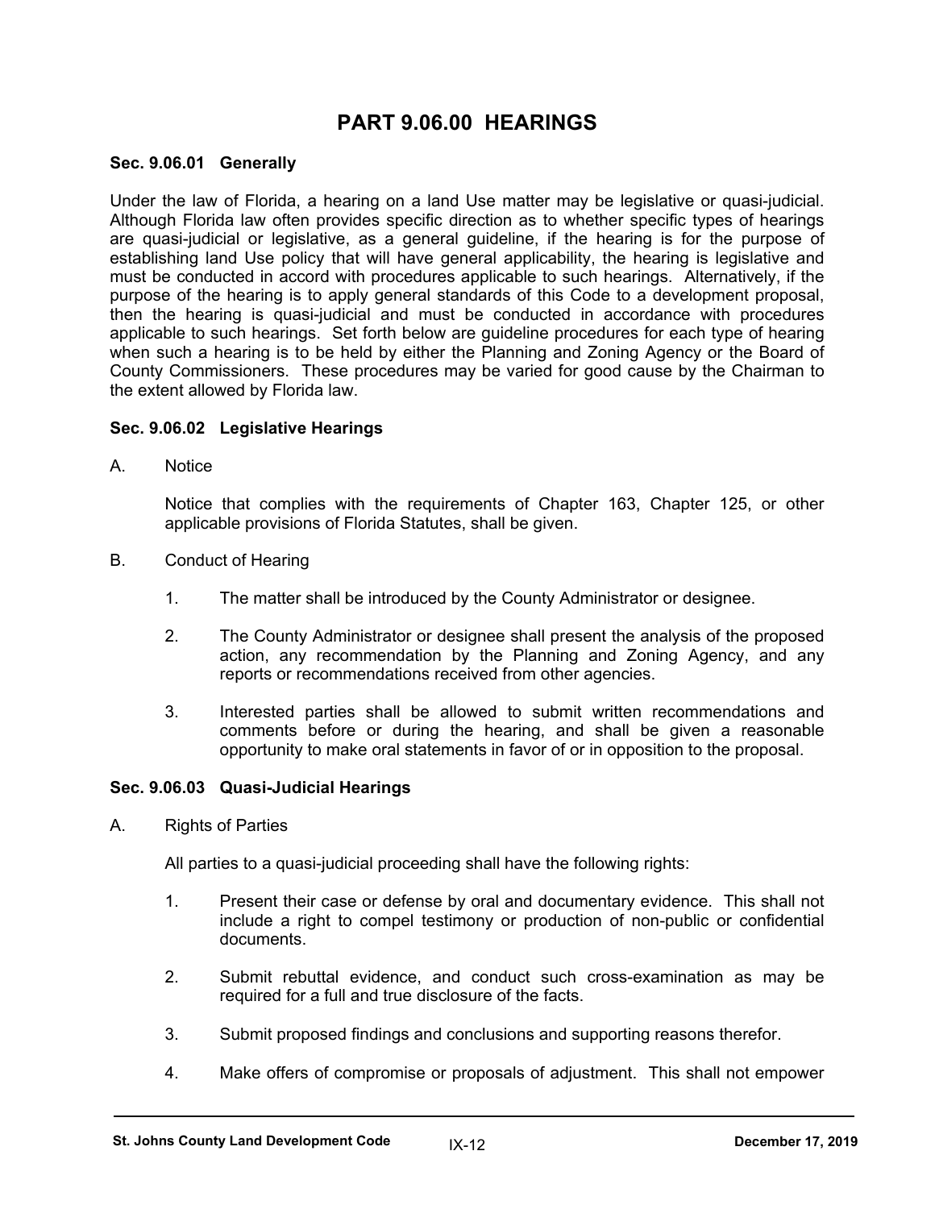# PART 9.06.00 HEARINGS

### Sec. 9.06.01 Generally

Under the law of Florida, a hearing on a land Use matter may be legislative or quasi-judicial. Although Florida law often provides specific direction as to whether specific types of hearings are quasi-judicial or legislative, as a general guideline, if the hearing is for the purpose of establishing land Use policy that will have general applicability, the hearing is legislative and must be conducted in accord with procedures applicable to such hearings. Alternatively, if the purpose of the hearing is to apply general standards of this Code to a development proposal, then the hearing is quasi-judicial and must be conducted in accordance with procedures applicable to such hearings. Set forth below are guideline procedures for each type of hearing when such a hearing is to be held by either the Planning and Zoning Agency or the Board of County Commissioners. These procedures may be varied for good cause by the Chairman to the extent allowed by Florida law.

### Sec. 9.06.02 Legislative Hearings

A. Notice

Notice that complies with the requirements of Chapter 163, Chapter 125, or other applicable provisions of Florida Statutes, shall be given.

B. Conduct of Hearing

1. The matter shall be introduced by the County Administrator or designee.

2. The County Administrator or designee shall present the analysis of the proposed action, any recommendation by the Planning and Zoning Agency, and any reports or recommendations received from other agencies.

3. Interested parties shall be allowed to submit written recommendations and comments before or during the hearing, and shall be given a reasonable opportunity to make oral statements in favor of or in opposition to the proposal.

### Sec. 9.06.03 Quasi-Judicial Hearings

A. Rights of Parties

All parties to a quasi-judicial proceeding shall have the following rights:

1. Present their case or defense by oral and documentary evidence. This shall not include a right to compel testimony or production of non-public or confidential documents.

2. Submit rebuttal evidence, and conduct such cross-examination as may be required for a full and true disclosure of the facts.

3. Submit proposed findings and conclusions and supporting reasons therefor.

4. Make offers of compromise or proposals of adjustment. This shall not empower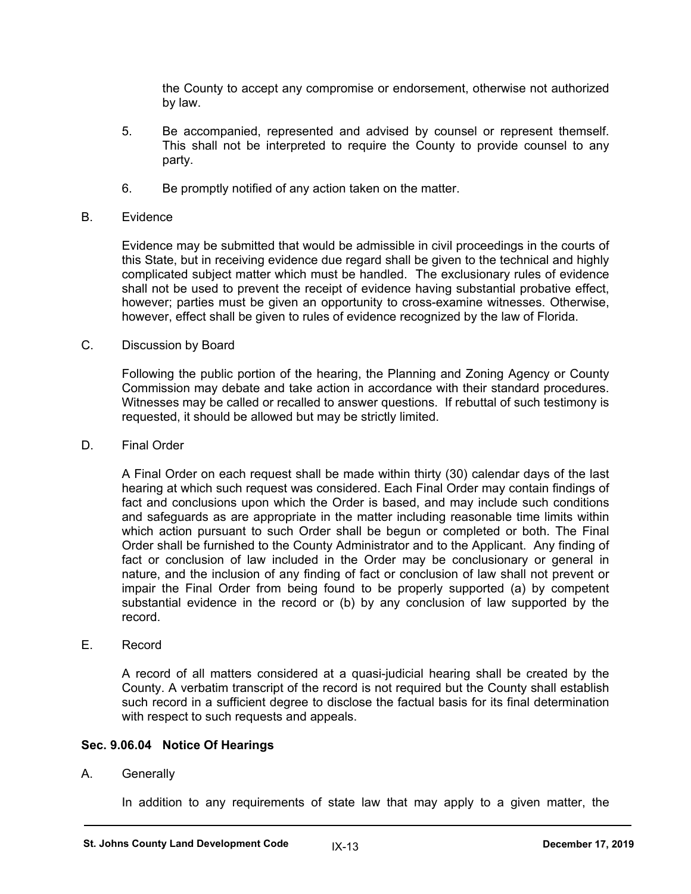the County to accept any compromise or endorsement, otherwise not authorized by law.

5. Be accompanied, represented and advised by counsel or represent themself. This shall not be interpreted to require the County to provide counsel to any party.

6. Be promptly notified of any action taken on the matter.

B. Evidence

Evidence may be submitted that would be admissible in civil proceedings in the courts of this State, but in receiving evidence due regard shall be given to the technical and highly complicated subject matter which must be handled. The exclusionary rules of evidence shall not be used to prevent the receipt of evidence having substantial probative effect, however; parties must be given an opportunity to cross-examine witnesses. Otherwise, however, effect shall be given to rules of evidence recognized by the law of Florida.

C. Discussion by Board

Following the public portion of the hearing, the Planning and Zoning Agency or County Commission may debate and take action in accordance with their standard procedures. Witnesses may be called or recalled to answer questions. If rebuttal of such testimony is requested, it should be allowed but may be strictly limited.

D. Final Order

A Final Order on each request shall be made within thirty (30) calendar days of the last hearing at which such request was considered. Each Final Order may contain findings of fact and conclusions upon which the Order is based, and may include such conditions and safeguards as are appropriate in the matter including reasonable time limits within which action pursuant to such Order shall be begun or completed or both. The Final Order shall be furnished to the County Administrator and to the Applicant. Any finding of fact or conclusion of law included in the Order may be conclusionary or general in nature, and the inclusion of any finding of fact or conclusion of law shall not prevent or impair the Final Order from being found to be properly supported (a) by competent substantial evidence in the record or (b) by any conclusion of law supported by the record.

E. Record

A record of all matters considered at a quasi-judicial hearing shall be created by the County. A verbatim transcript of the record is not required but the County shall establish such record in a sufficient degree to disclose the factual basis for its final determination with respect to such requests and appeals.

### Sec. 9.06.04 Notice Of Hearings

A. Generally

In addition to any requirements of state law that may apply to a given matter, the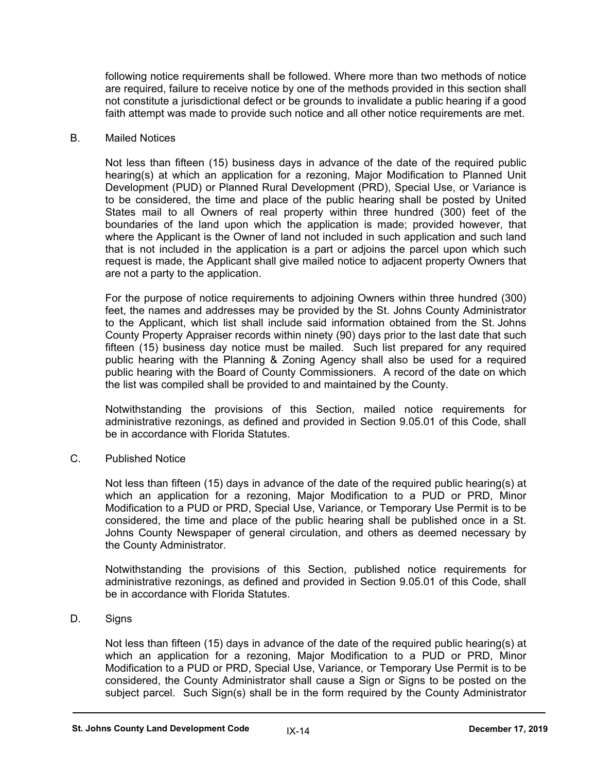following notice requirements shall be followed. Where more than two methods of notice are required, failure to receive notice by one of the methods provided in this section shall not constitute a jurisdictional defect or be grounds to invalidate a public hearing if a good faith attempt was made to provide such notice and all other notice requirements are met.

B. Mailed Notices

Not less than fifteen (15) business days in advance of the date of the required public hearing(s) at which an application for a rezoning, Major Modification to Planned Unit Development (PUD) or Planned Rural Development (PRD), Special Use, or Variance is to be considered, the time and place of the public hearing shall be posted by United States mail to all Owners of real property within three hundred (300) feet of the boundaries of the land upon which the application is made; provided however, that where the Applicant is the Owner of land not included in such application and such land that is not included in the application is a part or adjoins the parcel upon which such request is made, the Applicant shall give mailed notice to adjacent property Owners that are not a party to the application.

For the purpose of notice requirements to adjoining Owners within three hundred (300) feet, the names and addresses may be provided by the St. Johns County Administrator to the Applicant, which list shall include said information obtained from the St. Johns County Property Appraiser records within ninety (90) days prior to the last date that such fifteen (15) business day notice must be mailed. Such list prepared for any required public hearing with the Planning & Zoning Agency shall also be used for a required public hearing with the Board of County Commissioners. A record of the date on which the list was compiled shall be provided to and maintained by the County.

Notwithstanding the provisions of this Section, mailed notice requirements for administrative rezonings, as defined and provided in Section 9.05.01 of this Code, shall be in accordance with Florida Statutes.

C. Published Notice

Not less than fifteen (15) days in advance of the date of the required public hearing(s) at which an application for a rezoning, Major Modification to a PUD or PRD, Minor Modification to a PUD or PRD, Special Use, Variance, or Temporary Use Permit is to be considered, the time and place of the public hearing shall be published once in a St. Johns County Newspaper of general circulation, and others as deemed necessary by the County Administrator.

Notwithstanding the provisions of this Section, published notice requirements for administrative rezonings, as defined and provided in Section 9.05.01 of this Code, shall be in accordance with Florida Statutes.

D. Signs

Not less than fifteen (15) days in advance of the date of the required public hearing(s) at which an application for a rezoning, Major Modification to a PUD or PRD, Minor Modification to a PUD or PRD, Special Use, Variance, or Temporary Use Permit is to be considered, the County Administrator shall cause a Sign or Signs to be posted on the subject parcel. Such Sign(s) shall be in the form required by the County Administrator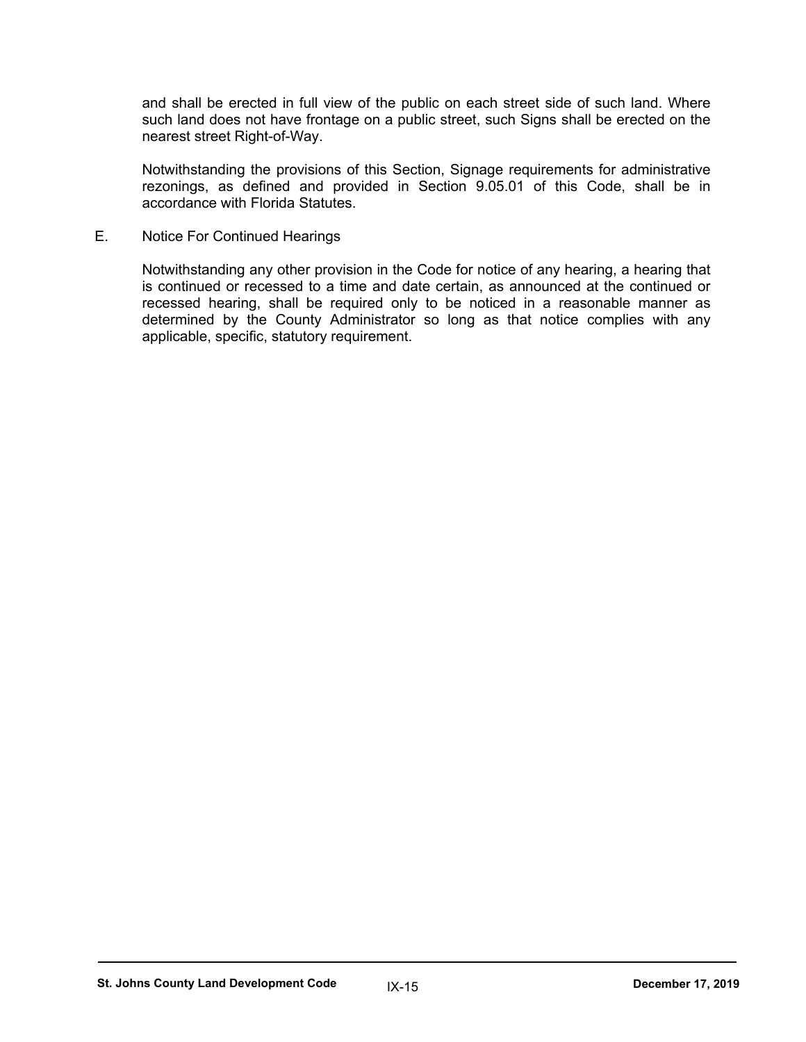and shall be erected in full view of the public on each street side of such land. Where such land does not have frontage on a public street, such Signs shall be erected on the nearest street Right-of-Way.

Notwithstanding the provisions of this Section, Signage requirements for administrative rezonings, as defined and provided in Section 9.05.01 of this Code, shall be in accordance with Florida Statutes.

E. Notice For Continued Hearings

Notwithstanding any other provision in the Code for notice of any hearing, a hearing that is continued or recessed to a time and date certain, as announced at the continued or recessed hearing, shall be required only to be noticed in a reasonable manner as determined by the County Administrator so long as that notice complies with any applicable, specific, statutory requirement.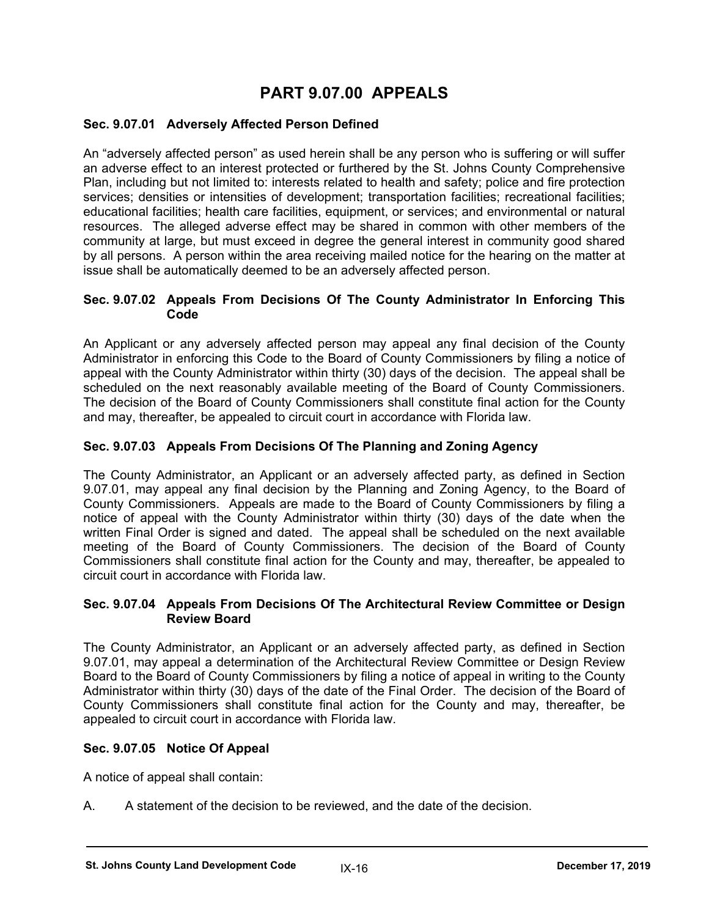# PART 9.07.00 APPEALS

### Sec. 9.07.01 Adversely Affected Person Defined

An "adversely affected person" as used herein shall be any person who is suffering or will suffer an adverse effect to an interest protected or furthered by the St. Johns County Comprehensive Plan, including but not limited to: interests related to health and safety; police and fire protection services; densities or intensities of development; transportation facilities; recreational facilities; educational facilities; health care facilities, equipment, or services; and environmental or natural resources. The alleged adverse effect may be shared in common with other members of the community at large, but must exceed in degree the general interest in community good shared by all persons. A person within the area receiving mailed notice for the hearing on the matter at issue shall be automatically deemed to be an adversely affected person.

### Sec. 9.07.02 Appeals From Decisions Of The County Administrator In Enforcing This Code

An Applicant or any adversely affected person may appeal any final decision of the County Administrator in enforcing this Code to the Board of County Commissioners by filing a notice of appeal with the County Administrator within thirty (30) days of the decision. The appeal shall be scheduled on the next reasonably available meeting of the Board of County Commissioners. The decision of the Board of County Commissioners shall constitute final action for the County and may, thereafter, be appealed to circuit court in accordance with Florida law.

### Sec. 9.07.03 Appeals From Decisions Of The Planning and Zoning Agency

The County Administrator, an Applicant or an adversely affected party, as defined in Section 9.07.01, may appeal any final decision by the Planning and Zoning Agency, to the Board of County Commissioners. Appeals are made to the Board of County Commissioners by filing a notice of appeal with the County Administrator within thirty (30) days of the date when the written Final Order is signed and dated. The appeal shall be scheduled on the next available meeting of the Board of County Commissioners. The decision of the Board of County Commissioners shall constitute final action for the County and may, thereafter, be appealed to circuit court in accordance with Florida law.

### Sec. 9.07.04 Appeals From Decisions Of The Architectural Review Committee or Design Review Board

The County Administrator, an Applicant or an adversely affected party, as defined in Section 9.07.01, may appeal a determination of the Architectural Review Committee or Design Review Board to the Board of County Commissioners by filing a notice of appeal in writing to the County Administrator within thirty (30) days of the date of the Final Order. The decision of the Board of County Commissioners shall constitute final action for the County and may, thereafter, be appealed to circuit court in accordance with Florida law.

### Sec. 9.07.05 Notice Of Appeal

A notice of appeal shall contain:

A. A statement of the decision to be reviewed, and the date of the decision.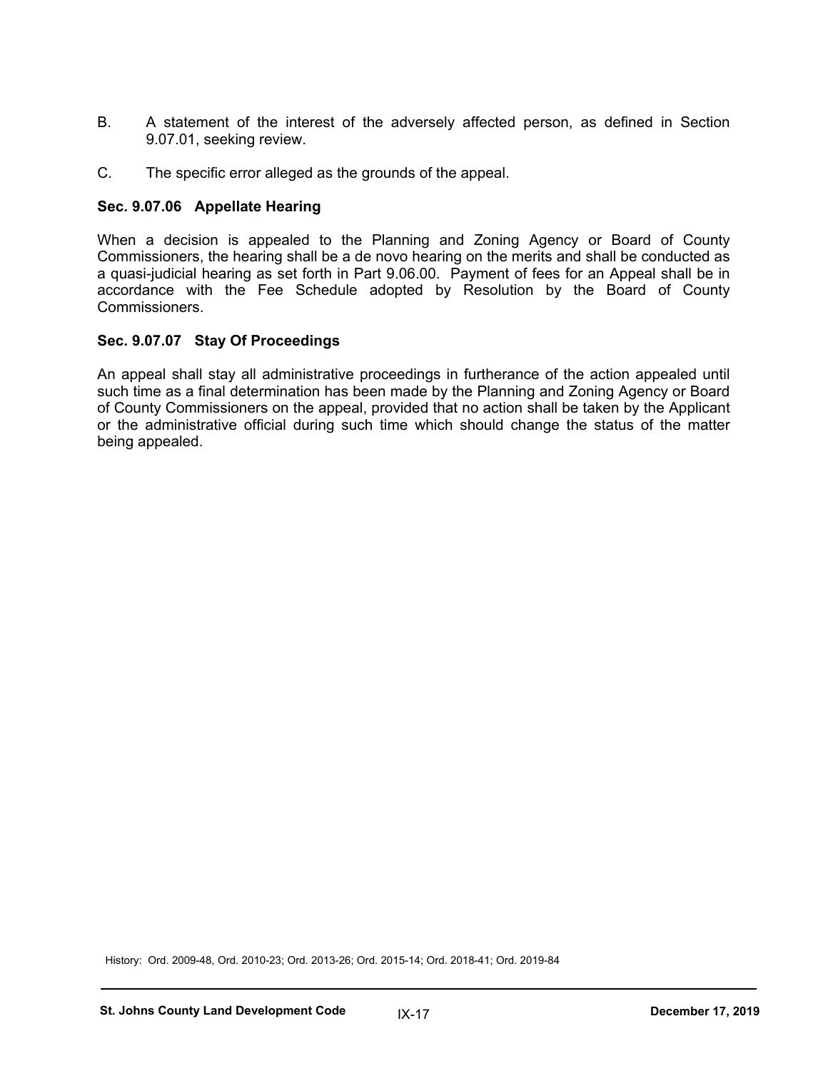B. A statement of the interest of the adversely affected person, as defined in Section 9.07.01, seeking review.

C. The specific error alleged as the grounds of the appeal.

**Sec. 9.07.06 Appellate Hearing**

When a decision is appealed to the Planning and Zoning Agency or Board of County Commissioners, the hearing shall be a de novo hearing on the merits and shall be conducted as a quasi-judicial hearing as set forth in Part 9.06.00. Payment of fees for an Appeal shall be in accordance with the Fee Schedule adopted by Resolution by the Board of County Commissioners.

**Sec. 9.07.07 Stay Of Proceedings**

An appeal shall stay all administrative proceedings in furtherance of the action appealed until such time as a final determination has been made by the Planning and Zoning Agency or Board of County Commissioners on the appeal, provided that no action shall be taken by the Applicant or the administrative official during such time which should change the status of the matter being appealed.

History: Ord. 2009-48, Ord. 2010-23; Ord. 2013-26; Ord. 2015-14; Ord. 2018-41; Ord. 2019-84